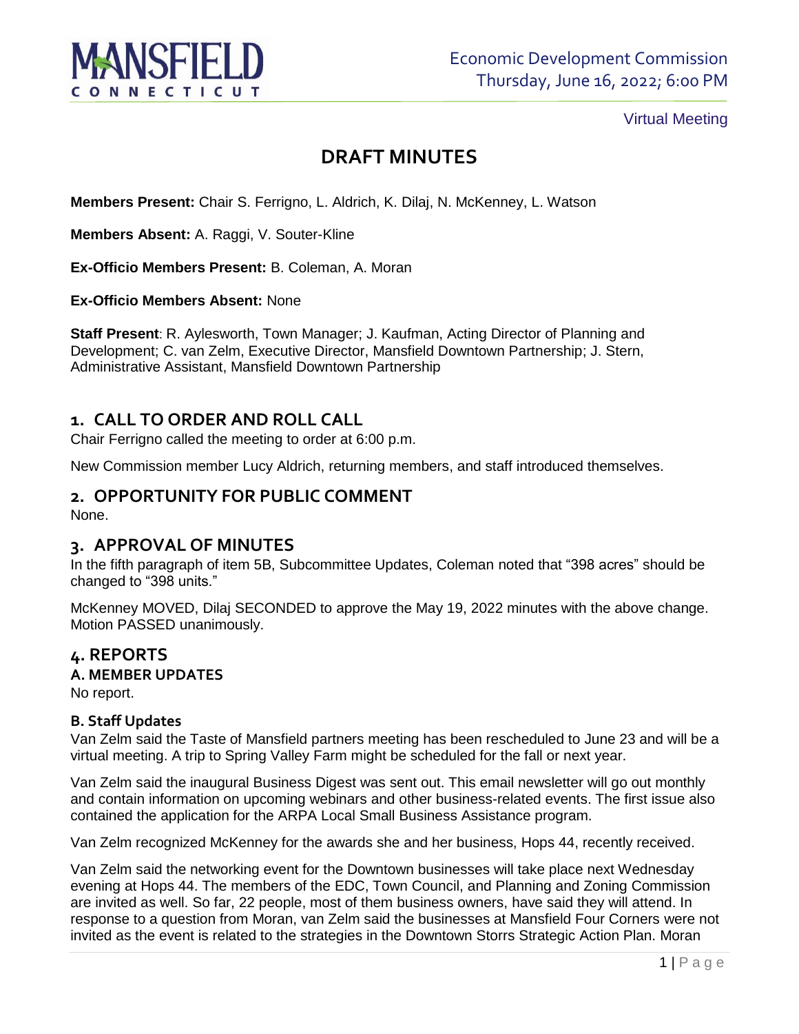MANSFIELD CONNECTICUT

Economic Development Commission
Thursday, June 16, 2022; 6:00 PM

Virtual Meeting

# DRAFT MINUTES

**Members Present:** Chair S. Ferrigno, L. Aldrich, K. Dilaj, N. McKenney, L. Watson

**Members Absent:** A. Raggi, V. Souter-Kline

**Ex-Officio Members Present:** B. Coleman, A. Moran

**Ex-Officio Members Absent:** None

**Staff Present**: R. Aylesworth, Town Manager; J. Kaufman, Acting Director of Planning and Development; C. van Zelm, Executive Director, Mansfield Downtown Partnership; J. Stern, Administrative Assistant, Mansfield Downtown Partnership

## 1. CALL TO ORDER AND ROLL CALL

Chair Ferrigno called the meeting to order at 6:00 p.m.

New Commission member Lucy Aldrich, returning members, and staff introduced themselves.

## 2. OPPORTUNITY FOR PUBLIC COMMENT

None.

## 3. APPROVAL OF MINUTES

In the fifth paragraph of item 5B, Subcommittee Updates, Coleman noted that "398 acres" should be changed to "398 units."

McKenney MOVED, Dilaj SECONDED to approve the May 19, 2022 minutes with the above change. Motion PASSED unanimously.

## 4. REPORTS

### A. MEMBER UPDATES

No report.

### B. Staff Updates

Van Zelm said the Taste of Mansfield partners meeting has been rescheduled to June 23 and will be a virtual meeting. A trip to Spring Valley Farm might be scheduled for the fall or next year.

Van Zelm said the inaugural Business Digest was sent out. This email newsletter will go out monthly and contain information on upcoming webinars and other business-related events. The first issue also contained the application for the ARPA Local Small Business Assistance program.

Van Zelm recognized McKenney for the awards she and her business, Hops 44, recently received.

Van Zelm said the networking event for the Downtown businesses will take place next Wednesday evening at Hops 44. The members of the EDC, Town Council, and Planning and Zoning Commission are invited as well. So far, 22 people, most of them business owners, have said they will attend. In response to a question from Moran, van Zelm said the businesses at Mansfield Four Corners were not invited as the event is related to the strategies in the Downtown Storrs Strategic Action Plan. Moran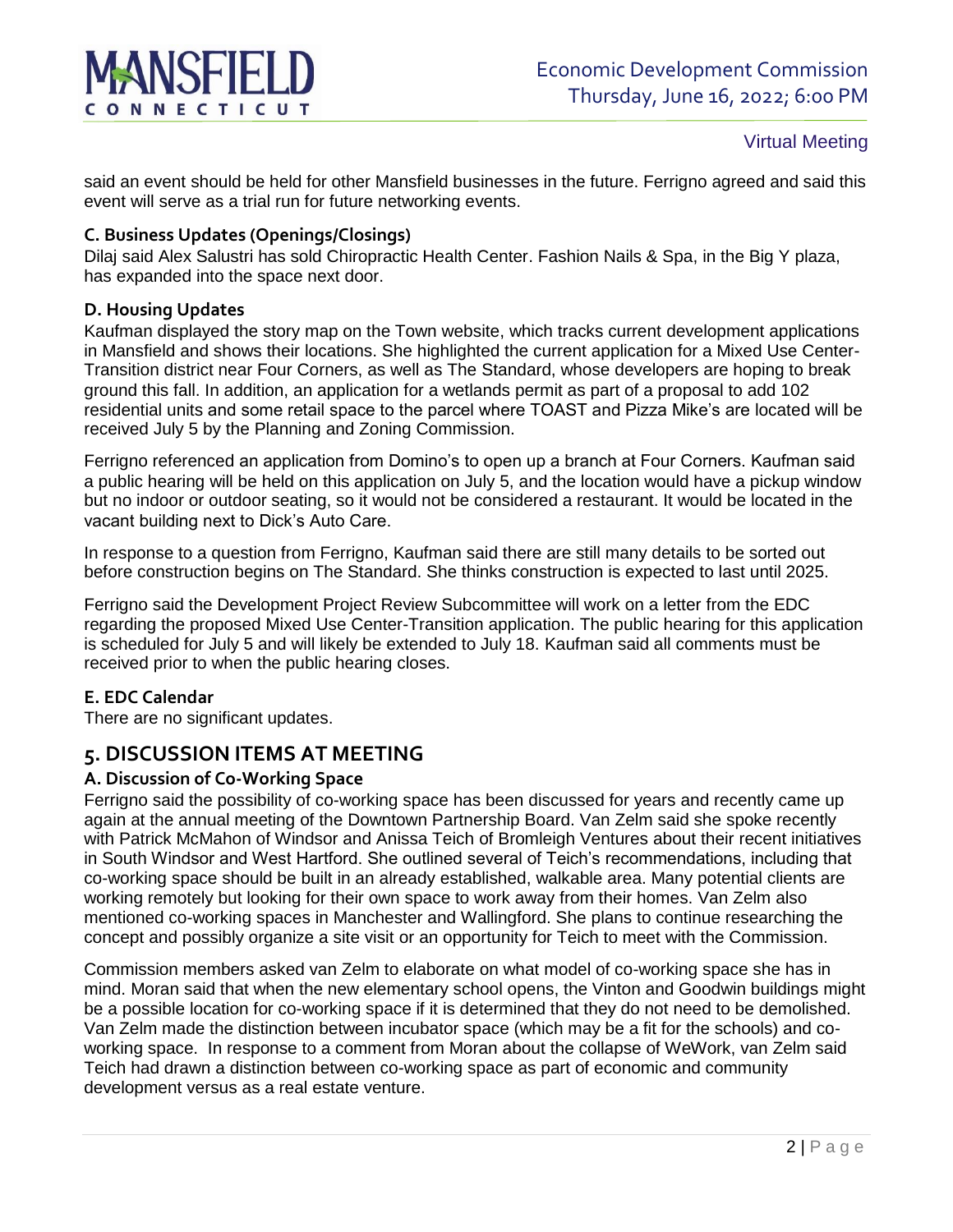said an event should be held for other Mansfield businesses in the future. Ferrigno agreed and said this event will serve as a trial run for future networking events.

### C. Business Updates (Openings/Closings)

Dilaj said Alex Salustri has sold Chiropractic Health Center. Fashion Nails & Spa, in the Big Y plaza, has expanded into the space next door.

### D. Housing Updates

Kaufman displayed the story map on the Town website, which tracks current development applications in Mansfield and shows their locations. She highlighted the current application for a Mixed Use Center-Transition district near Four Corners, as well as The Standard, whose developers are hoping to break ground this fall. In addition, an application for a wetlands permit as part of a proposal to add 102 residential units and some retail space to the parcel where TOAST and Pizza Mike's are located will be received July 5 by the Planning and Zoning Commission.

Ferrigno referenced an application from Domino's to open up a branch at Four Corners. Kaufman said a public hearing will be held on this application on July 5, and the location would have a pickup window but no indoor or outdoor seating, so it would not be considered a restaurant. It would be located in the vacant building next to Dick's Auto Care.

In response to a question from Ferrigno, Kaufman said there are still many details to be sorted out before construction begins on The Standard. She thinks construction is expected to last until 2025.

Ferrigno said the Development Project Review Subcommittee will work on a letter from the EDC regarding the proposed Mixed Use Center-Transition application. The public hearing for this application is scheduled for July 5 and will likely be extended to July 18. Kaufman said all comments must be received prior to when the public hearing closes.

### E. EDC Calendar

There are no significant updates.

## 5. DISCUSSION ITEMS AT MEETING

### A. Discussion of Co-Working Space

Ferrigno said the possibility of co-working space has been discussed for years and recently came up again at the annual meeting of the Downtown Partnership Board. Van Zelm said she spoke recently with Patrick McMahon of Windsor and Anissa Teich of Bromleigh Ventures about their recent initiatives in South Windsor and West Hartford. She outlined several of Teich's recommendations, including that co-working space should be built in an already established, walkable area. Many potential clients are working remotely but looking for their own space to work away from their homes. Van Zelm also mentioned co-working spaces in Manchester and Wallingford. She plans to continue researching the concept and possibly organize a site visit or an opportunity for Teich to meet with the Commission.

Commission members asked van Zelm to elaborate on what model of co-working space she has in mind. Moran said that when the new elementary school opens, the Vinton and Goodwin buildings might be a possible location for co-working space if it is determined that they do not need to be demolished. Van Zelm made the distinction between incubator space (which may be a fit for the schools) and co-working space. In response to a comment from Moran about the collapse of WeWork, van Zelm said Teich had drawn a distinction between co-working space as part of economic and community development versus as a real estate venture.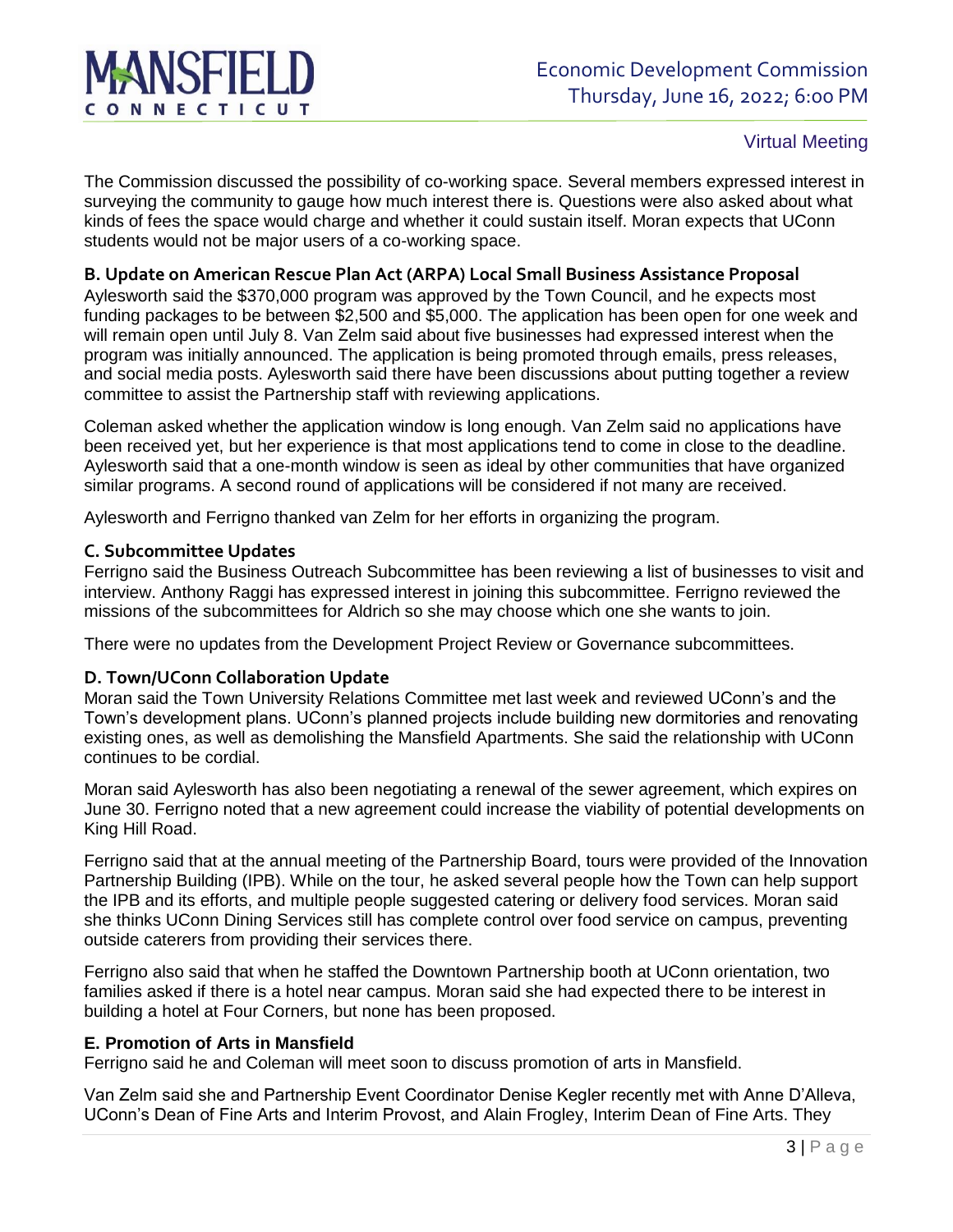The Commission discussed the possibility of co-working space. Several members expressed interest in surveying the community to gauge how much interest there is. Questions were also asked about what kinds of fees the space would charge and whether it could sustain itself. Moran expects that UConn students would not be major users of a co-working space.

### B. Update on American Rescue Plan Act (ARPA) Local Small Business Assistance Proposal

Aylesworth said the $370,000 program was approved by the Town Council, and he expects most funding packages to be between $2,500 and $5,000. The application has been open for one week and will remain open until July 8. Van Zelm said about five businesses had expressed interest when the program was initially announced. The application is being promoted through emails, press releases, and social media posts. Aylesworth said there have been discussions about putting together a review committee to assist the Partnership staff with reviewing applications.

Coleman asked whether the application window is long enough. Van Zelm said no applications have been received yet, but her experience is that most applications tend to come in close to the deadline. Aylesworth said that a one-month window is seen as ideal by other communities that have organized similar programs. A second round of applications will be considered if not many are received.

Aylesworth and Ferrigno thanked van Zelm for her efforts in organizing the program.

### C. Subcommittee Updates

Ferrigno said the Business Outreach Subcommittee has been reviewing a list of businesses to visit and interview. Anthony Raggi has expressed interest in joining this subcommittee. Ferrigno reviewed the missions of the subcommittees for Aldrich so she may choose which one she wants to join.

There were no updates from the Development Project Review or Governance subcommittees.

### D. Town/UConn Collaboration Update

Moran said the Town University Relations Committee met last week and reviewed UConn's and the Town's development plans. UConn's planned projects include building new dormitories and renovating existing ones, as well as demolishing the Mansfield Apartments. She said the relationship with UConn continues to be cordial.

Moran said Aylesworth has also been negotiating a renewal of the sewer agreement, which expires on June 30. Ferrigno noted that a new agreement could increase the viability of potential developments on King Hill Road.

Ferrigno said that at the annual meeting of the Partnership Board, tours were provided of the Innovation Partnership Building (IPB). While on the tour, he asked several people how the Town can help support the IPB and its efforts, and multiple people suggested catering or delivery food services. Moran said she thinks UConn Dining Services still has complete control over food service on campus, preventing outside caterers from providing their services there.

Ferrigno also said that when he staffed the Downtown Partnership booth at UConn orientation, two families asked if there is a hotel near campus. Moran said she had expected there to be interest in building a hotel at Four Corners, but none has been proposed.

### E. Promotion of Arts in Mansfield

Ferrigno said he and Coleman will meet soon to discuss promotion of arts in Mansfield.

Van Zelm said she and Partnership Event Coordinator Denise Kegler recently met with Anne D'Alleva, UConn's Dean of Fine Arts and Interim Provost, and Alain Frogley, Interim Dean of Fine Arts. They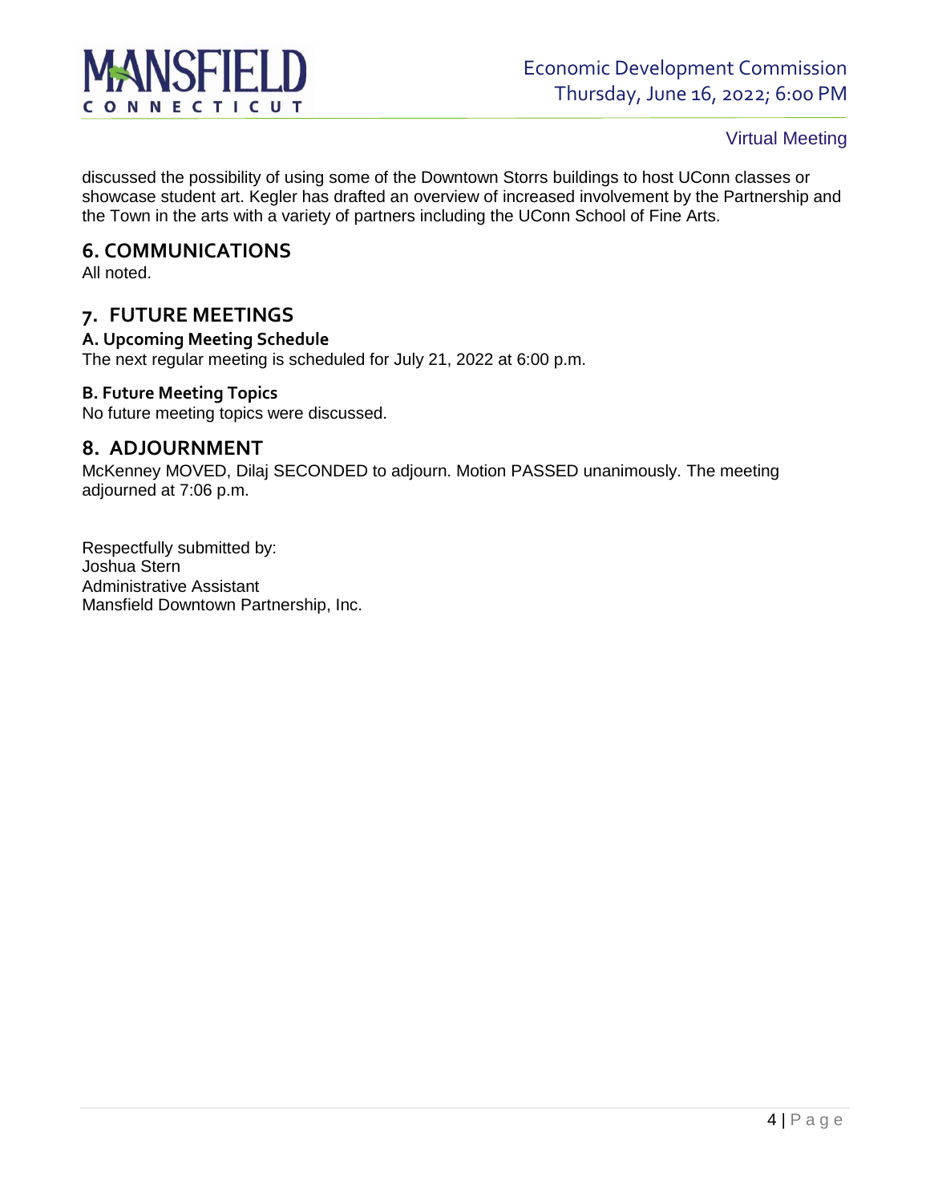discussed the possibility of using some of the Downtown Storrs buildings to host UConn classes or showcase student art. Kegler has drafted an overview of increased involvement by the Partnership and the Town in the arts with a variety of partners including the UConn School of Fine Arts.

## 6. COMMUNICATIONS

All noted.

## 7. FUTURE MEETINGS

### A. Upcoming Meeting Schedule

The next regular meeting is scheduled for July 21, 2022 at 6:00 p.m.

### B. Future Meeting Topics

No future meeting topics were discussed.

## 8. ADJOURNMENT

McKenney MOVED, Dilaj SECONDED to adjourn. Motion PASSED unanimously. The meeting adjourned at 7:06 p.m.

Respectfully submitted by:
Joshua Stern
Administrative Assistant
Mansfield Downtown Partnership, Inc.